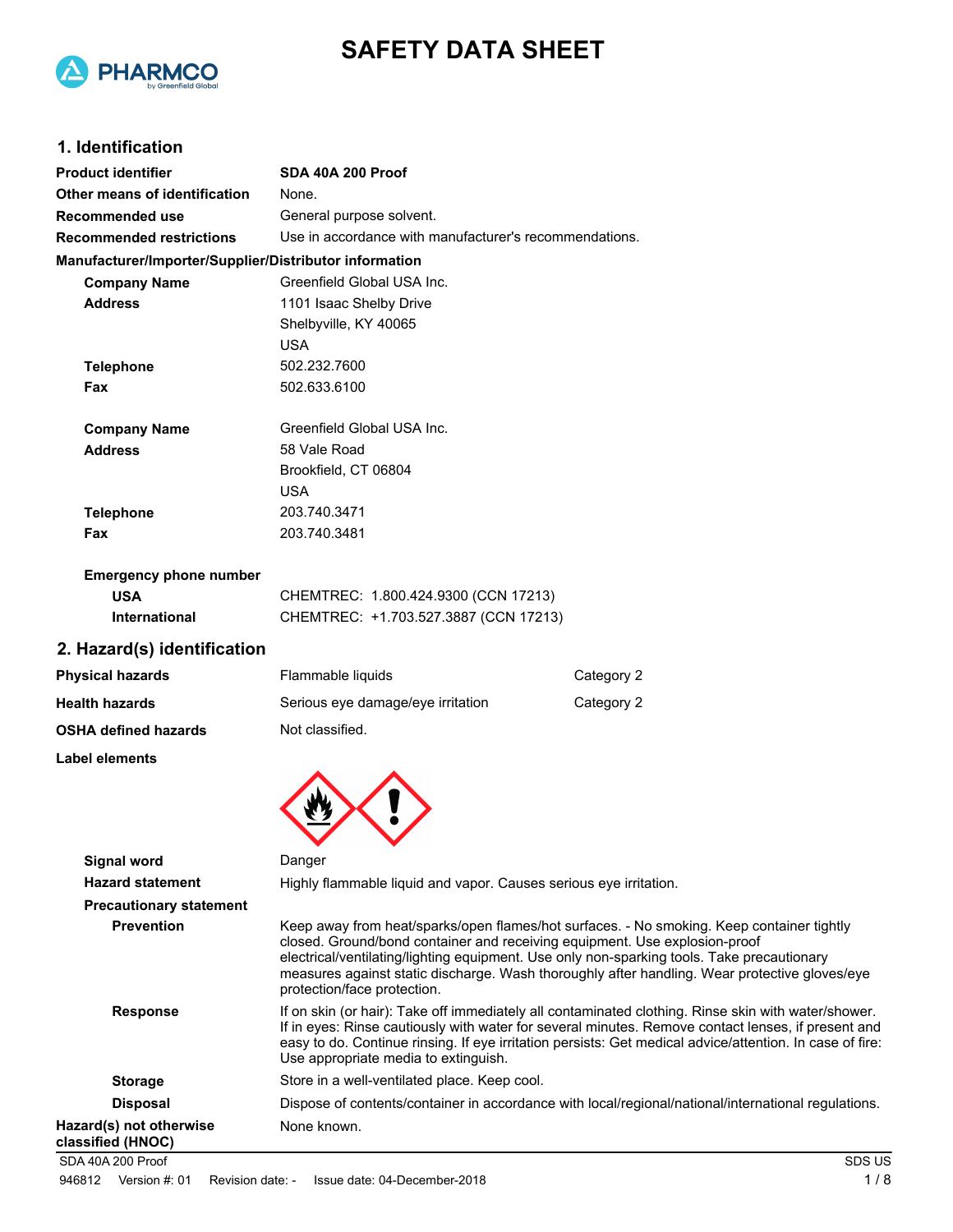# SAFETY DATA SHEET

## 1. Identification

| | |
|---|---|
| **Product identifier** | **SDA 40A 200 Proof** |
| **Other means of identification** | None. |
| **Recommended use** | General purpose solvent. |
| **Recommended restrictions** | Use in accordance with manufacturer's recommendations. |

**Manufacturer/Importer/Supplier/Distributor information**

| | |
|---|---|
| **Company Name** | Greenfield Global USA Inc. |
| **Address** | 1101 Isaac Shelby Drive<br>Shelbyville, KY 40065<br>USA |
| **Telephone** | 502.232.7600 |
| **Fax** | 502.633.6100 |
| **Company Name** | Greenfield Global USA Inc. |
| **Address** | 58 Vale Road<br>Brookfield, CT 06804<br>USA |
| **Telephone** | 203.740.3471 |
| **Fax** | 203.740.3481 |

**Emergency phone number**

| | |
|---|---|
| **USA** | CHEMTREC: 1.800.424.9300 (CCN 17213) |
| **International** | CHEMTREC: +1.703.527.3887 (CCN 17213) |

## 2. Hazard(s) identification

| | | |
|---|---|---|
| **Physical hazards** | Flammable liquids | Category 2 |
| **Health hazards** | Serious eye damage/eye irritation | Category 2 |
| **OSHA defined hazards** | Not classified. | |

**Label elements**

**Signal word** Danger

**Hazard statement** Highly flammable liquid and vapor. Causes serious eye irritation.

**Precautionary statement**

**Prevention** Keep away from heat/sparks/open flames/hot surfaces. - No smoking. Keep container tightly closed. Ground/bond container and receiving equipment. Use explosion-proof electrical/ventilating/lighting equipment. Use only non-sparking tools. Take precautionary measures against static discharge. Wash thoroughly after handling. Wear protective gloves/eye protection/face protection.

**Response** If on skin (or hair): Take off immediately all contaminated clothing. Rinse skin with water/shower. If in eyes: Rinse cautiously with water for several minutes. Remove contact lenses, if present and easy to do. Continue rinsing. If eye irritation persists: Get medical advice/attention. In case of fire: Use appropriate media to extinguish.

**Storage** Store in a well-ventilated place. Keep cool.

**Disposal** Dispose of contents/container in accordance with local/regional/national/international regulations.

**Hazard(s) not otherwise classified (HNOC)** None known.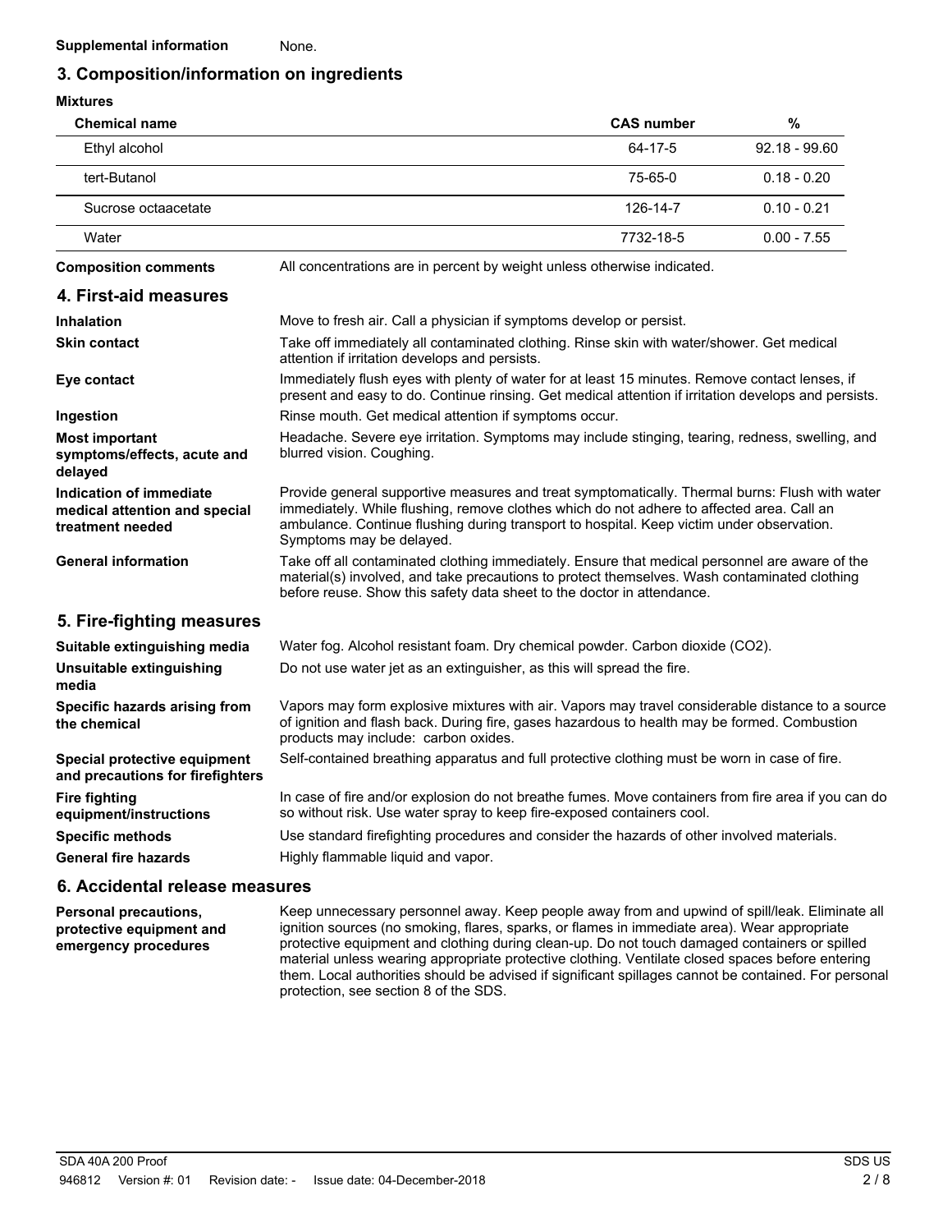**Supplemental information** None.

## 3. Composition/information on ingredients

**Mixtures**

| Chemical name | CAS number | % |
|---|---|---|
| Ethyl alcohol | 64-17-5 | 92.18 - 99.60 |
| tert-Butanol | 75-65-0 | 0.18 - 0.20 |
| Sucrose octaacetate | 126-14-7 | 0.10 - 0.21 |
| Water | 7732-18-5 | 0.00 - 7.55 |

**Composition comments** All concentrations are in percent by weight unless otherwise indicated.

## 4. First-aid measures

**Inhalation** Move to fresh air. Call a physician if symptoms develop or persist.

**Skin contact** Take off immediately all contaminated clothing. Rinse skin with water/shower. Get medical attention if irritation develops and persists.

**Eye contact** Immediately flush eyes with plenty of water for at least 15 minutes. Remove contact lenses, if present and easy to do. Continue rinsing. Get medical attention if irritation develops and persists.

**Ingestion** Rinse mouth. Get medical attention if symptoms occur.

**Most important symptoms/effects, acute and delayed** Headache. Severe eye irritation. Symptoms may include stinging, tearing, redness, swelling, and blurred vision. Coughing.

**Indication of immediate medical attention and special treatment needed** Provide general supportive measures and treat symptomatically. Thermal burns: Flush with water immediately. While flushing, remove clothes which do not adhere to affected area. Call an ambulance. Continue flushing during transport to hospital. Keep victim under observation. Symptoms may be delayed.

**General information** Take off all contaminated clothing immediately. Ensure that medical personnel are aware of the material(s) involved, and take precautions to protect themselves. Wash contaminated clothing before reuse. Show this safety data sheet to the doctor in attendance.

## 5. Fire-fighting measures

**Suitable extinguishing media** Water fog. Alcohol resistant foam. Dry chemical powder. Carbon dioxide ($CO_2$).

**Unsuitable extinguishing media** Do not use water jet as an extinguisher, as this will spread the fire.

**Specific hazards arising from the chemical** Vapors may form explosive mixtures with air. Vapors may travel considerable distance to a source of ignition and flash back. During fire, gases hazardous to health may be formed. Combustion products may include: carbon oxides.

**Special protective equipment and precautions for firefighters** Self-contained breathing apparatus and full protective clothing must be worn in case of fire.

**Fire fighting equipment/instructions** In case of fire and/or explosion do not breathe fumes. Move containers from fire area if you can do so without risk. Use water spray to keep fire-exposed containers cool.

**Specific methods** Use standard firefighting procedures and consider the hazards of other involved materials.

**General fire hazards** Highly flammable liquid and vapor.

## 6. Accidental release measures

**Personal precautions, protective equipment and emergency procedures** Keep unnecessary personnel away. Keep people away from and upwind of spill/leak. Eliminate all ignition sources (no smoking, flares, sparks, or flames in immediate area). Wear appropriate protective equipment and clothing during clean-up. Do not touch damaged containers or spilled material unless wearing appropriate protective clothing. Ventilate closed spaces before entering them. Local authorities should be advised if significant spillages cannot be contained. For personal protection, see section 8 of the SDS.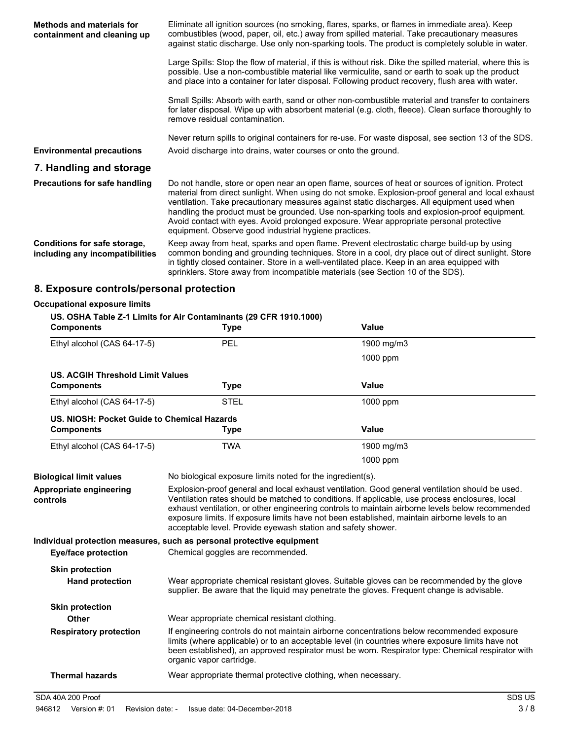**Methods and materials for containment and cleaning up**

Eliminate all ignition sources (no smoking, flares, sparks, or flames in immediate area). Keep combustibles (wood, paper, oil, etc.) away from spilled material. Take precautionary measures against static discharge. Use only non-sparking tools. The product is completely soluble in water.

Large Spills: Stop the flow of material, if this is without risk. Dike the spilled material, where this is possible. Use a non-combustible material like vermiculite, sand or earth to soak up the product and place into a container for later disposal. Following product recovery, flush area with water.

Small Spills: Absorb with earth, sand or other non-combustible material and transfer to containers for later disposal. Wipe up with absorbent material (e.g. cloth, fleece). Clean surface thoroughly to remove residual contamination.

Never return spills to original containers for re-use. For waste disposal, see section 13 of the SDS.

**Environmental precautions**

Avoid discharge into drains, water courses or onto the ground.

## 7. Handling and storage

**Precautions for safe handling**

Do not handle, store or open near an open flame, sources of heat or sources of ignition. Protect material from direct sunlight. When using do not smoke. Explosion-proof general and local exhaust ventilation. Take precautionary measures against static discharges. All equipment used when handling the product must be grounded. Use non-sparking tools and explosion-proof equipment. Avoid contact with eyes. Avoid prolonged exposure. Wear appropriate personal protective equipment. Observe good industrial hygiene practices.

**Conditions for safe storage, including any incompatibilities**

Keep away from heat, sparks and open flame. Prevent electrostatic charge build-up by using common bonding and grounding techniques. Store in a cool, dry place out of direct sunlight. Store in tightly closed container. Store in a well-ventilated place. Keep in an area equipped with sprinklers. Store away from incompatible materials (see Section 10 of the SDS).

## 8. Exposure controls/personal protection

**Occupational exposure limits**

**US. OSHA Table Z-1 Limits for Air Contaminants (29 CFR 1910.1000)**

| Components | Type | Value |
|---|---|---|
| Ethyl alcohol (CAS 64-17-5) | PEL | 1900 mg/m3 |
| | | 1000 ppm |

**US. ACGIH Threshold Limit Values**

| Components | Type | Value |
|---|---|---|
| Ethyl alcohol (CAS 64-17-5) | STEL | 1000 ppm |

**US. NIOSH: Pocket Guide to Chemical Hazards**

| Components | Type | Value |
|---|---|---|
| Ethyl alcohol (CAS 64-17-5) | TWA | 1900 mg/m3 |
| | | 1000 ppm |

**Biological limit values**

No biological exposure limits noted for the ingredient(s).

**Appropriate engineering controls**

Explosion-proof general and local exhaust ventilation. Good general ventilation should be used. Ventilation rates should be matched to conditions. If applicable, use process enclosures, local exhaust ventilation, or other engineering controls to maintain airborne levels below recommended exposure limits. If exposure limits have not been established, maintain airborne levels to an acceptable level. Provide eyewash station and safety shower.

**Individual protection measures, such as personal protective equipment**

**Eye/face protection**

Chemical goggles are recommended.

**Skin protection**

**Hand protection**

Wear appropriate chemical resistant gloves. Suitable gloves can be recommended by the glove supplier. Be aware that the liquid may penetrate the gloves. Frequent change is advisable.

**Skin protection**

**Other**

Wear appropriate chemical resistant clothing.

**Respiratory protection**

If engineering controls do not maintain airborne concentrations below recommended exposure limits (where applicable) or to an acceptable level (in countries where exposure limits have not been established), an approved respirator must be worn. Respirator type: Chemical respirator with organic vapor cartridge.

**Thermal hazards**

Wear appropriate thermal protective clothing, when necessary.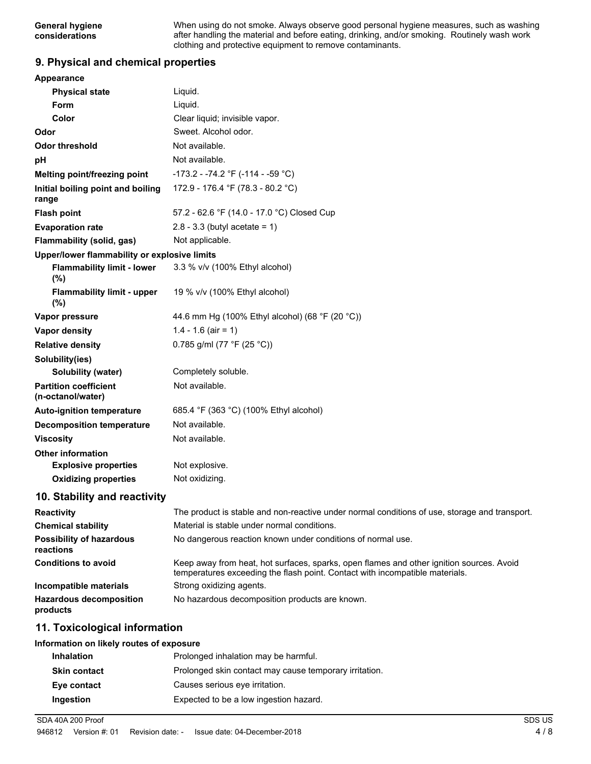| | |
|---|---|
| **General hygiene considerations** | When using do not smoke. Always observe good personal hygiene measures, such as washing after handling the material and before eating, drinking, and/or smoking. Routinely wash work clothing and protective equipment to remove contaminants. |

## 9. Physical and chemical properties

| | |
|---|---|
| **Appearance** | |
| **Physical state** | Liquid. |
| **Form** | Liquid. |
| **Color** | Clear liquid; invisible vapor. |
| **Odor** | Sweet. Alcohol odor. |
| **Odor threshold** | Not available. |
| **pH** | Not available. |
| **Melting point/freezing point** | -173.2 - -74.2 °F (-114 - -59 °C) |
| **Initial boiling point and boiling range** | 172.9 - 176.4 °F (78.3 - 80.2 °C) |
| **Flash point** | 57.2 - 62.6 °F (14.0 - 17.0 °C) Closed Cup |
| **Evaporation rate** | 2.8 - 3.3 (butyl acetate = 1) |
| **Flammability (solid, gas)** | Not applicable. |
| **Upper/lower flammability or explosive limits** | |
| **Flammability limit - lower (%)** | 3.3 % v/v (100% Ethyl alcohol) |
| **Flammability limit - upper (%)** | 19 % v/v (100% Ethyl alcohol) |
| **Vapor pressure** | 44.6 mm Hg (100% Ethyl alcohol) (68 °F (20 °C)) |
| **Vapor density** | 1.4 - 1.6 (air = 1) |
| **Relative density** | 0.785 g/ml (77 °F (25 °C)) |
| **Solubility(ies)** | |
| **Solubility (water)** | Completely soluble. |
| **Partition coefficient (n-octanol/water)** | Not available. |
| **Auto-ignition temperature** | 685.4 °F (363 °C) (100% Ethyl alcohol) |
| **Decomposition temperature** | Not available. |
| **Viscosity** | Not available. |
| **Other information** | |
| **Explosive properties** | Not explosive. |
| **Oxidizing properties** | Not oxidizing. |

## 10. Stability and reactivity

| | |
|---|---|
| **Reactivity** | The product is stable and non-reactive under normal conditions of use, storage and transport. |
| **Chemical stability** | Material is stable under normal conditions. |
| **Possibility of hazardous reactions** | No dangerous reaction known under conditions of normal use. |
| **Conditions to avoid** | Keep away from heat, hot surfaces, sparks, open flames and other ignition sources. Avoid temperatures exceeding the flash point. Contact with incompatible materials. |
| **Incompatible materials** | Strong oxidizing agents. |
| **Hazardous decomposition products** | No hazardous decomposition products are known. |

## 11. Toxicological information

**Information on likely routes of exposure**

| | |
|---|---|
| **Inhalation** | Prolonged inhalation may be harmful. |
| **Skin contact** | Prolonged skin contact may cause temporary irritation. |
| **Eye contact** | Causes serious eye irritation. |
| **Ingestion** | Expected to be a low ingestion hazard. |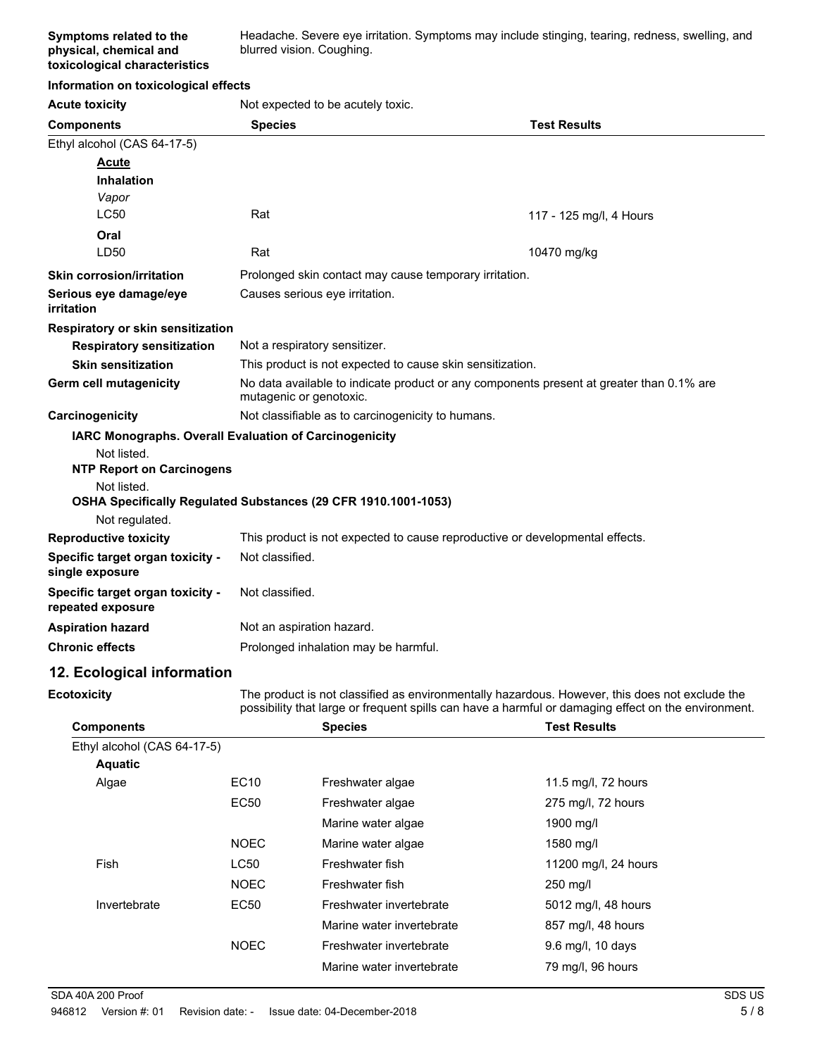**Symptoms related to the physical, chemical and toxicological characteristics** Headache. Severe eye irritation. Symptoms may include stinging, tearing, redness, swelling, and blurred vision. Coughing.

**Information on toxicological effects**

**Acute toxicity** Not expected to be acutely toxic.

| Components | Species | Test Results |
|---|---|---|
| Ethyl alcohol (CAS 64-17-5) | | |
| **Acute** | | |
| **Inhalation** | | |
| *Vapor* | | |
| LC50 | Rat | 117 - 125 mg/l, 4 Hours |
| **Oral** | | |
| LD50 | Rat | 10470 mg/kg |

**Skin corrosion/irritation** Prolonged skin contact may cause temporary irritation.

**Serious eye damage/eye irritation** Causes serious eye irritation.

**Respiratory or skin sensitization**

**Respiratory sensitization** Not a respiratory sensitizer.

**Skin sensitization** This product is not expected to cause skin sensitization.

**Germ cell mutagenicity** No data available to indicate product or any components present at greater than 0.1% are mutagenic or genotoxic.

**Carcinogenicity** Not classifiable as to carcinogenicity to humans.

**IARC Monographs. Overall Evaluation of Carcinogenicity**

Not listed.

**NTP Report on Carcinogens**

Not listed.

**OSHA Specifically Regulated Substances (29 CFR 1910.1001-1053)**

Not regulated.

**Reproductive toxicity** This product is not expected to cause reproductive or developmental effects.

**Specific target organ toxicity - single exposure** Not classified.

**Specific target organ toxicity - repeated exposure** Not classified.

**Aspiration hazard** Not an aspiration hazard.

**Chronic effects** Prolonged inhalation may be harmful.

## 12. Ecological information

**Ecotoxicity** The product is not classified as environmentally hazardous. However, this does not exclude the possibility that large or frequent spills can have a harmful or damaging effect on the environment.

| Components | | Species | Test Results |
|---|---|---|---|
| Ethyl alcohol (CAS 64-17-5) | | | |
| **Aquatic** | | | |
| Algae | EC10 | Freshwater algae | 11.5 mg/l, 72 hours |
| | EC50 | Freshwater algae | 275 mg/l, 72 hours |
| | | Marine water algae | 1900 mg/l |
| | NOEC | Marine water algae | 1580 mg/l |
| Fish | LC50 | Freshwater fish | 11200 mg/l, 24 hours |
| | NOEC | Freshwater fish | 250 mg/l |
| Invertebrate | EC50 | Freshwater invertebrate | 5012 mg/l, 48 hours |
| | | Marine water invertebrate | 857 mg/l, 48 hours |
| | NOEC | Freshwater invertebrate | 9.6 mg/l, 10 days |
| | | Marine water invertebrate | 79 mg/l, 96 hours |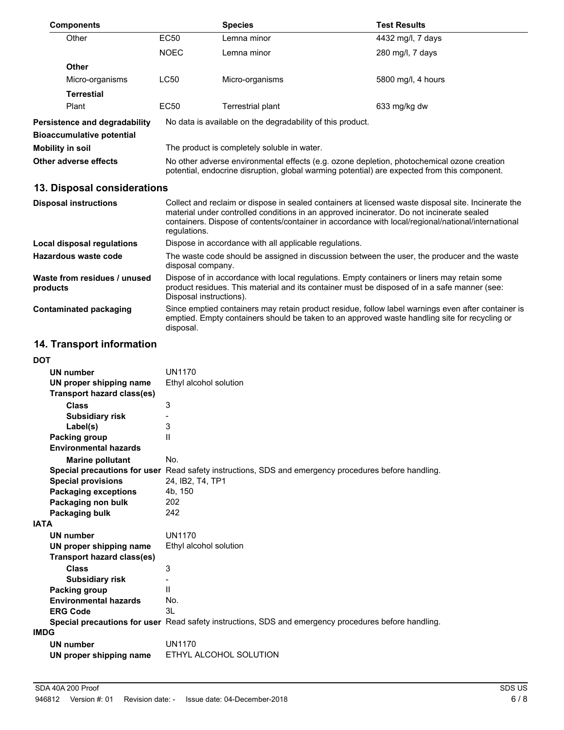| Components | | Species | Test Results |
|---|---|---|---|
| Other | EC50 | Lemna minor | 4432 mg/l, 7 days |
| | NOEC | Lemna minor | 280 mg/l, 7 days |
| **Other** | | | |
| Micro-organisms | LC50 | Micro-organisms | 5800 mg/l, 4 hours |
| **Terrestial** | | | |
| Plant | EC50 | Terrestrial plant | 633 mg/kg dw |

**Persistence and degradability** No data is available on the degradability of this product.

**Bioaccumulative potential**

**Mobility in soil** The product is completely soluble in water.

**Other adverse effects** No other adverse environmental effects (e.g. ozone depletion, photochemical ozone creation potential, endocrine disruption, global warming potential) are expected from this component.

## 13. Disposal considerations

**Disposal instructions** Collect and reclaim or dispose in sealed containers at licensed waste disposal site. Incinerate the material under controlled conditions in an approved incinerator. Do not incinerate sealed containers. Dispose of contents/container in accordance with local/regional/national/international regulations.

**Local disposal regulations** Dispose in accordance with all applicable regulations.

**Hazardous waste code** The waste code should be assigned in discussion between the user, the producer and the waste disposal company.

**Waste from residues / unused products** Dispose of in accordance with local regulations. Empty containers or liners may retain some product residues. This material and its container must be disposed of in a safe manner (see: Disposal instructions).

**Contaminated packaging** Since emptied containers may retain product residue, follow label warnings even after container is emptied. Empty containers should be taken to an approved waste handling site for recycling or disposal.

## 14. Transport information

**DOT**

**UN number** UN1170
**UN proper shipping name** Ethyl alcohol solution
**Transport hazard class(es)**
**Class** 3
**Subsidiary risk** -
**Label(s)** 3
**Packing group** II
**Environmental hazards**
**Marine pollutant** No.
**Special precautions for user** Read safety instructions, SDS and emergency procedures before handling.
**Special provisions** 24, IB2, T4, TP1
**Packaging exceptions** 4b, 150
**Packaging non bulk** 202
**Packaging bulk** 242

**IATA**

**UN number** UN1170
**UN proper shipping name** Ethyl alcohol solution
**Transport hazard class(es)**
**Class** 3
**Subsidiary risk** -
**Packing group** II
**Environmental hazards** No.
**ERG Code** 3L
**Special precautions for user** Read safety instructions, SDS and emergency procedures before handling.

**IMDG**

**UN number** UN1170
**UN proper shipping name** ETHYL ALCOHOL SOLUTION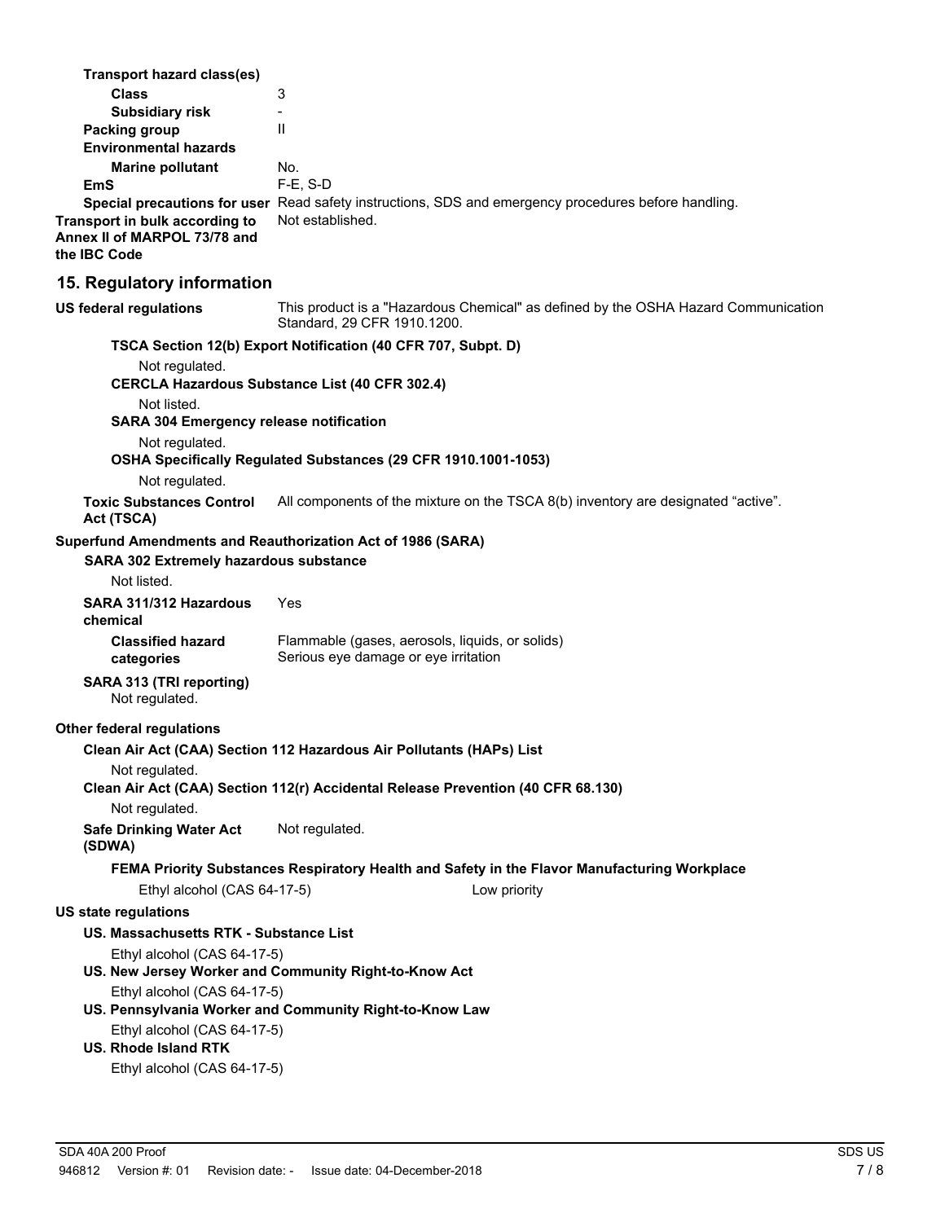**Transport hazard class(es)**

**Class** 3

**Subsidiary risk** -

**Packing group** II

**Environmental hazards**

**Marine pollutant** No.

**EmS** F-E, S-D

**Special precautions for user** Read safety instructions, SDS and emergency procedures before handling.

**Transport in bulk according to Annex II of MARPOL 73/78 and the IBC Code** Not established.

## 15. Regulatory information

**US federal regulations** This product is a "Hazardous Chemical" as defined by the OSHA Hazard Communication Standard, 29 CFR 1910.1200.

**TSCA Section 12(b) Export Notification (40 CFR 707, Subpt. D)**

Not regulated.

**CERCLA Hazardous Substance List (40 CFR 302.4)**

Not listed.

**SARA 304 Emergency release notification**

Not regulated.

**OSHA Specifically Regulated Substances (29 CFR 1910.1001-1053)**

Not regulated.

**Toxic Substances Control Act (TSCA)** All components of the mixture on the TSCA 8(b) inventory are designated “active”.

**Superfund Amendments and Reauthorization Act of 1986 (SARA)**

**SARA 302 Extremely hazardous substance**

Not listed.

**SARA 311/312 Hazardous chemical** Yes

**Classified hazard categories** Flammable (gases, aerosols, liquids, or solids)
Serious eye damage or eye irritation

**SARA 313 (TRI reporting)**
Not regulated.

**Other federal regulations**

**Clean Air Act (CAA) Section 112 Hazardous Air Pollutants (HAPs) List**

Not regulated.

**Clean Air Act (CAA) Section 112(r) Accidental Release Prevention (40 CFR 68.130)**

Not regulated.

**Safe Drinking Water Act (SDWA)** Not regulated.

**FEMA Priority Substances Respiratory Health and Safety in the Flavor Manufacturing Workplace**

Ethyl alcohol (CAS 64-17-5) Low priority

**US state regulations**

**US. Massachusetts RTK - Substance List**

Ethyl alcohol (CAS 64-17-5)

**US. New Jersey Worker and Community Right-to-Know Act**

Ethyl alcohol (CAS 64-17-5)

**US. Pennsylvania Worker and Community Right-to-Know Law**

Ethyl alcohol (CAS 64-17-5)

**US. Rhode Island RTK**

Ethyl alcohol (CAS 64-17-5)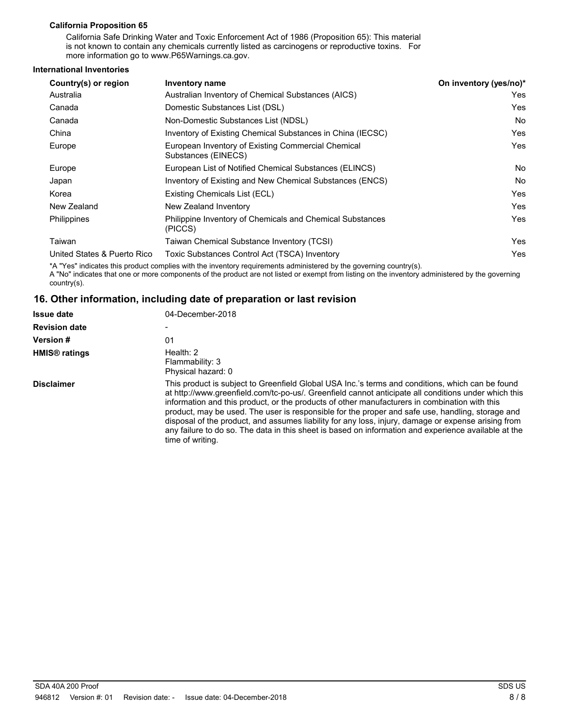**California Proposition 65**

California Safe Drinking Water and Toxic Enforcement Act of 1986 (Proposition 65): This material is not known to contain any chemicals currently listed as carcinogens or reproductive toxins. For more information go to www.P65Warnings.ca.gov.

**International Inventories**

| Country(s) or region | Inventory name | On inventory (yes/no)* |
|---|---|---|
| Australia | Australian Inventory of Chemical Substances (AICS) | Yes |
| Canada | Domestic Substances List (DSL) | Yes |
| Canada | Non-Domestic Substances List (NDSL) | No |
| China | Inventory of Existing Chemical Substances in China (IECSC) | Yes |
| Europe | European Inventory of Existing Commercial Chemical Substances (EINECS) | Yes |
| Europe | European List of Notified Chemical Substances (ELINCS) | No |
| Japan | Inventory of Existing and New Chemical Substances (ENCS) | No |
| Korea | Existing Chemicals List (ECL) | Yes |
| New Zealand | New Zealand Inventory | Yes |
| Philippines | Philippine Inventory of Chemicals and Chemical Substances (PICCS) | Yes |
| Taiwan | Taiwan Chemical Substance Inventory (TCSI) | Yes |
| United States & Puerto Rico | Toxic Substances Control Act (TSCA) Inventory | Yes |

*A "Yes" indicates this product complies with the inventory requirements administered by the governing country(s).
A "No" indicates that one or more components of the product are not listed or exempt from listing on the inventory administered by the governing country(s).

## 16. Other information, including date of preparation or last revision

| | |
|---|---|
| **Issue date** | 04-December-2018 |
| **Revision date** | - |
| **Version #** | 01 |
| **HMIS® ratings** | Health: 2<br>Flammability: 3<br>Physical hazard: 0 |
| **Disclaimer** | This product is subject to Greenfield Global USA Inc.'s terms and conditions, which can be found at http://www.greenfield.com/tc-po-us/. Greenfield cannot anticipate all conditions under which this information and this product, or the products of other manufacturers in combination with this product, may be used. The user is responsible for the proper and safe use, handling, storage and disposal of the product, and assumes liability for any loss, injury, damage or expense arising from any failure to do so. The data in this sheet is based on information and experience available at the time of writing. |